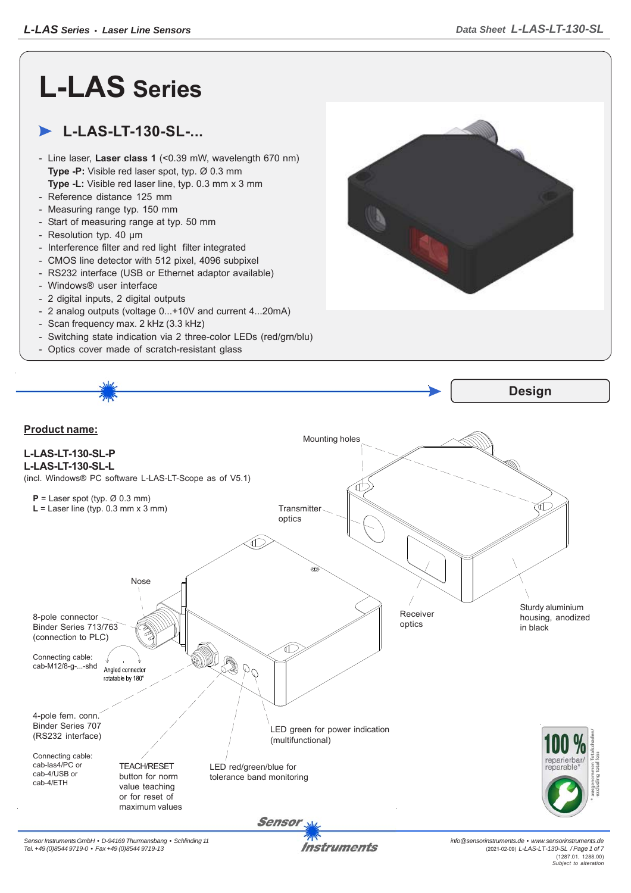# L-LAS Series

## L-LAS-LT-130-SL-...

- Line laser, **Laser class 1** (<0.39 mW, wavelength 670 nm)
  **Type -P:** Visible red laser spot, typ. Ø 0.3 mm
  **Type -L:** Visible red laser line, typ. 0.3 mm x 3 mm
- Reference distance 125 mm
- Measuring range typ. 150 mm
- Start of measuring range at typ. 50 mm
- Resolution typ. 40 µm
- Interference filter and red light filter integrated
- CMOS line detector with 512 pixel, 4096 subpixel
- RS232 interface (USB or Ethernet adaptor available)
- Windows® user interface
- 2 digital inputs, 2 digital outputs
- 2 analog outputs (voltage 0...+10V and current 4...20mA)
- Scan frequency max. 2 kHz (3.3 kHz)
- Switching state indication via 2 three-color LEDs (red/grn/blu)
- Optics cover made of scratch-resistant glass

## Design

**Product name:**

**L-LAS-LT-130-SL-P**
**L-LAS-LT-130-SL-L**
(incl. Windows® PC software L-LAS-LT-Scope as of V5.1)

**P** = Laser spot (typ. Ø 0.3 mm)
**L** = Laser line (typ. 0.3 mm x 3 mm)

Mounting holes

Transmitter optics

Nose

8-pole connector Binder Series 713/763 (connection to PLC)

Connecting cable: cab-M12/8-g-...-shd

Angled connector rotatable by 180°

Receiver optics

Sturdy aluminium housing, anodized in black

4-pole fem. conn. Binder Series 707 (RS232 interface)

Connecting cable: cab-las4/PC or cab-4/USB or cab-4/ETH

TEACH/RESET button for norm value teaching or for reset of maximum values

LED red/green/blue for tolerance band monitoring

LED green for power indication (multifunctional)

100 % reparierbar/ reparable*

* ausgenommen Totalschaden/ excluding total loss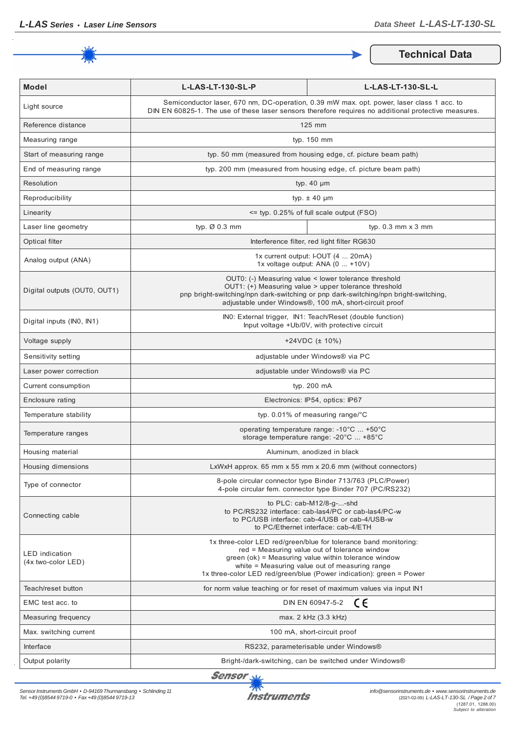## Technical Data

| Model | L-LAS-LT-130-SL-P | L-LAS-LT-130-SL-L |
|---|---|---|
| Light source | Semiconductor laser, 670 nm, DC-operation, 0.39 mW max. opt. power, laser class 1 acc. to DIN EN 60825-1. The use of these laser sensors therefore requires no additional protective measures. | |
| Reference distance | 125 mm | |
| Measuring range | typ. 150 mm | |
| Start of measuring range | typ. 50 mm (measured from housing edge, cf. picture beam path) | |
| End of measuring range | typ. 200 mm (measured from housing edge, cf. picture beam path) | |
| Resolution | typ. 40 µm | |
| Reproducibility | typ. ± 40 µm | |
| Linearity | <= typ. 0.25% of full scale output (FSO) | |
| Laser line geometry | typ. Ø 0.3 mm | typ. 0.3 mm x 3 mm |
| Optical filter | Interference filter, red light filter RG630 | |
| Analog output (ANA) | 1x current output: I-OUT (4 ... 20mA)<br>1x voltage output: ANA (0 ... +10V) | |
| Digital outputs (OUT0, OUT1) | OUT0: (-) Measuring value < lower tolerance threshold<br>OUT1: (+) Measuring value > upper tolerance threshold<br>pnp bright-switching/npn dark-switching or pnp dark-switching/npn bright-switching, adjustable under Windows®, 100 mA, short-circuit proof | |
| Digital inputs (IN0, IN1) | IN0: External trigger, IN1: Teach/Reset (double function)<br>Input voltage +Ub/0V, with protective circuit | |
| Voltage supply | +24VDC (± 10%) | |
| Sensitivity setting | adjustable under Windows® via PC | |
| Laser power correction | adjustable under Windows® via PC | |
| Current consumption | typ. 200 mA | |
| Enclosure rating | Electronics: IP54, optics: IP67 | |
| Temperature stability | typ. 0.01% of measuring range/°C | |
| Temperature ranges | operating temperature range: -10°C ... +50°C<br>storage temperature range: -20°C ... +85°C | |
| Housing material | Aluminum, anodized in black | |
| Housing dimensions | LxWxH approx. 65 mm x 55 mm x 20.6 mm (without connectors) | |
| Type of connector | 8-pole circular connector type Binder 713/763 (PLC/Power)<br>4-pole circular fem. connector type Binder 707 (PC/RS232) | |
| Connecting cable | to PLC: cab-M12/8-g-...-shd<br>to PC/RS232 interface: cab-las4/PC or cab-las4/PC-w<br>to PC/USB interface: cab-4/USB or cab-4/USB-w<br>to PC/Ethernet interface: cab-4/ETH | |
| LED indication (4x two-color LED) | 1x three-color LED red/green/blue for tolerance band monitoring:<br>red = Measuring value out of tolerance window<br>green (ok) = Measuring value within tolerance window<br>white = Measuring value out of measuring range<br>1x three-color LED red/green/blue (Power indication): green = Power | |
| Teach/reset button | for norm value teaching or for reset of maximum values via input IN1 | |
| EMC test acc. to | DIN EN 60947-5-2 CE | |
| Measuring frequency | max. 2 kHz (3.3 kHz) | |
| Max. switching current | 100 mA, short-circuit proof | |
| Interface | RS232, parameterisable under Windows® | |
| Output polarity | Bright-/dark-switching, can be switched under Windows® | |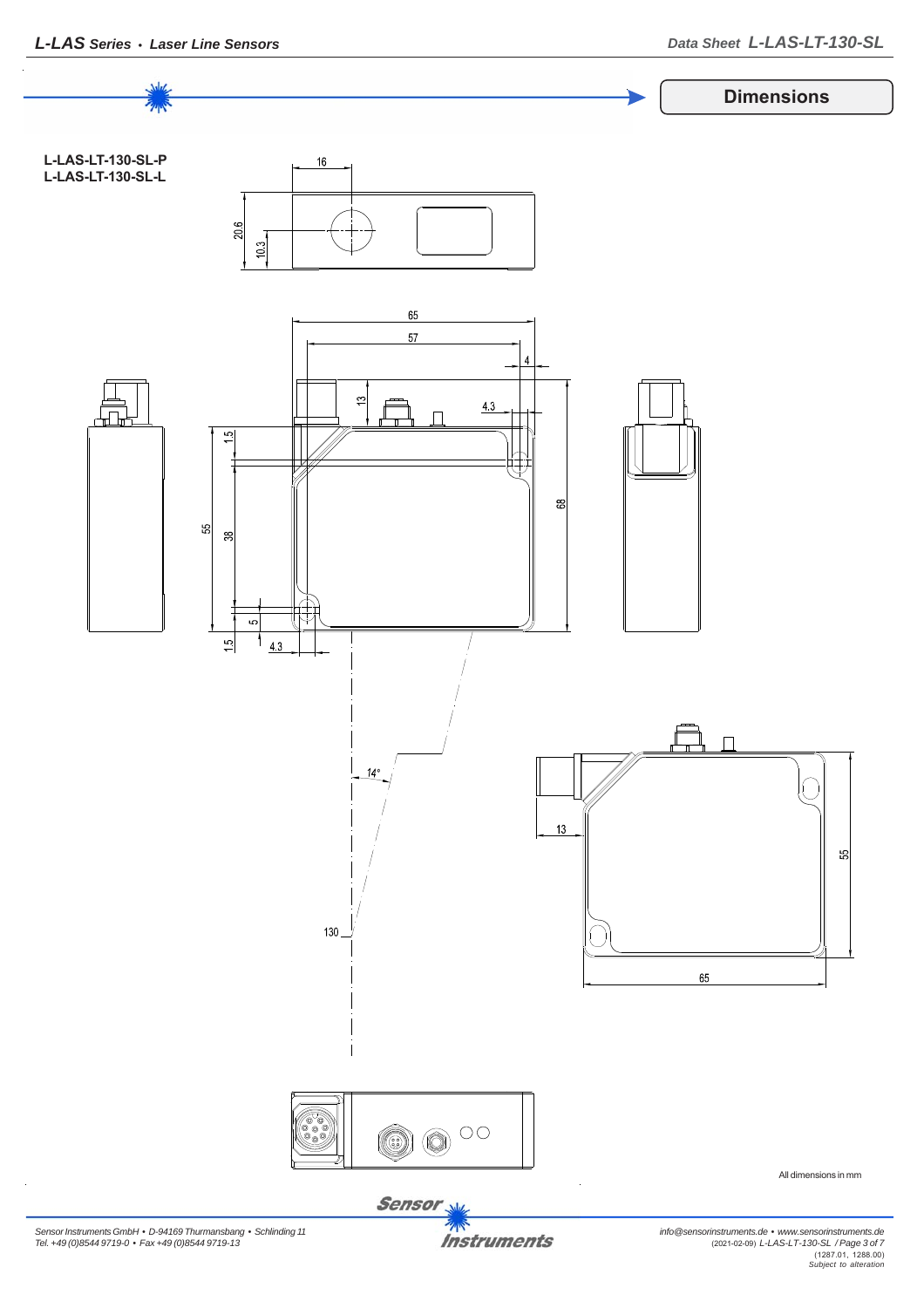## Dimensions

**L-LAS-LT-130-SL-P**
**L-LAS-LT-130-SL-L**

16

20.6

10.3

65

57

4

13

4.3

1.5

55

38

68

5

1.5

4.3

14°

130

13

55

65

All dimensions in mm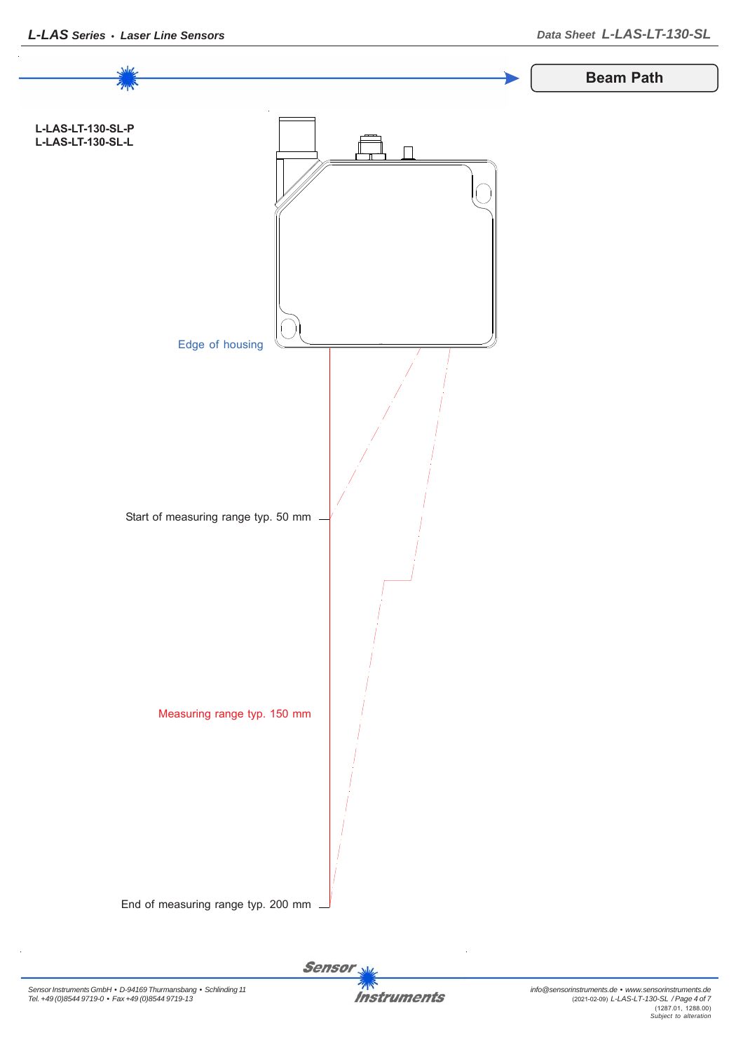# Beam Path

**L-LAS-LT-130-SL-P**
**L-LAS-LT-130-SL-L**

Edge of housing

Start of measuring range typ. 50 mm

Measuring range typ. 150 mm

End of measuring range typ. 200 mm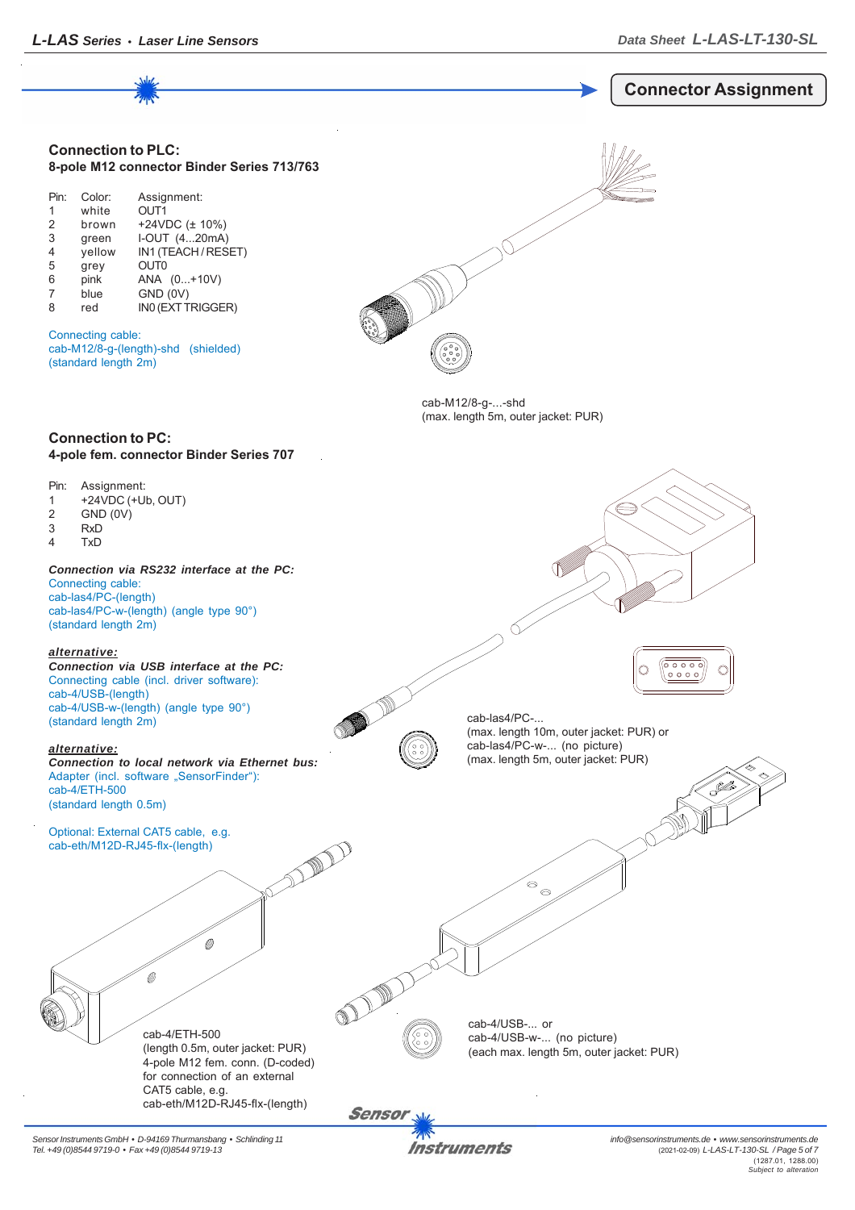## Connector Assignment

### Connection to PLC:
**8-pole M12 connector Binder Series 713/763**

| Pin: | Color: | Assignment: |
|---|---|---|
| 1 | white | OUT1 |
| 2 | brown | +24VDC (± 10%) |
| 3 | green | I-OUT (4...20mA) |
| 4 | yellow | IN1 (TEACH / RESET) |
| 5 | grey | OUT0 |
| 6 | pink | ANA (0...+10V) |
| 7 | blue | GND (0V) |
| 8 | red | IN0 (EXT TRIGGER) |

Connecting cable:
cab-M12/8-g-(length)-shd (shielded)
(standard length 2m)

cab-M12/8-g-...-shd
(max. length 5m, outer jacket: PUR)

### Connection to PC:
**4-pole fem. connector Binder Series 707**

| Pin: | Assignment: |
|---|---|
| 1 | +24VDC (+Ub, OUT) |
| 2 | GND (0V) |
| 3 | RxD |
| 4 | TxD |

***Connection via RS232 interface at the PC:***
Connecting cable:
cab-las4/PC-(length)
cab-las4/PC-w-(length) (angle type 90°)
(standard length 2m)

cab-las4/PC-...
(max. length 10m, outer jacket: PUR) or
cab-las4/PC-w-... (no picture)
(max. length 5m, outer jacket: PUR)

***alternative:***
***Connection via USB interface at the PC:***
Connecting cable (incl. driver software):
cab-4/USB-(length)
cab-4/USB-w-(length) (angle type 90°)
(standard length 2m)

***alternative:***
***Connection to local network via Ethernet bus:***
Adapter (incl. software „SensorFinder"):
cab-4/ETH-500
(standard length 0.5m)

Optional: External CAT5 cable, e.g.
cab-eth/M12D-RJ45-flx-(length)

cab-4/ETH-500
(length 0.5m, outer jacket: PUR)
4-pole M12 fem. conn. (D-coded)
for connection of an external
CAT5 cable, e.g.
cab-eth/M12D-RJ45-flx-(length)

cab-4/USB-... or
cab-4/USB-w-... (no picture)
(each max. length 5m, outer jacket: PUR)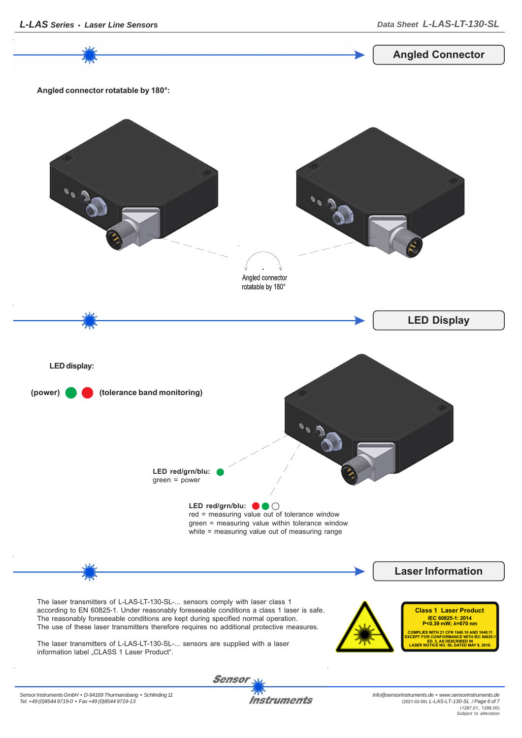## Angled Connector

**Angled connector rotatable by 180°:**

Angled connector rotatable by 180°

## LED Display

**LED display:**

**(power)** 🟢 🔴 **(tolerance band monitoring)**

**LED red/grn/blu:** 🟢
green = power

**LED red/grn/blu:** 🔴 🟢 ⚪
red = measuring value out of tolerance window
green = measuring value within tolerance window
white = measuring value out of measuring range

## Laser Information

The laser transmitters of L-LAS-LT-130-SL-... sensors comply with laser class 1 according to EN 60825-1. Under reasonably foreseeable conditions a class 1 laser is safe. The reasonably foreseeable conditions are kept during specified normal operation. The use of these laser transmitters therefore requires no additional protective measures.

The laser transmitters of L-LAS-LT-130-SL-... sensors are supplied with a laser information label „CLASS 1 Laser Product".

**Class 1 Laser Product**
IEC 60825-1: 2014
P<0.39 mW; λ=670 nm
COMPLIES WITH 21 CFR 1040.10 AND 1040.11 EXCEPT FOR CONFORMANCE WITH IEC 60825-1 ED. 3, AS DESCRIBED IN LASER NOTICE NO. 56, DATED MAY 8, 2019.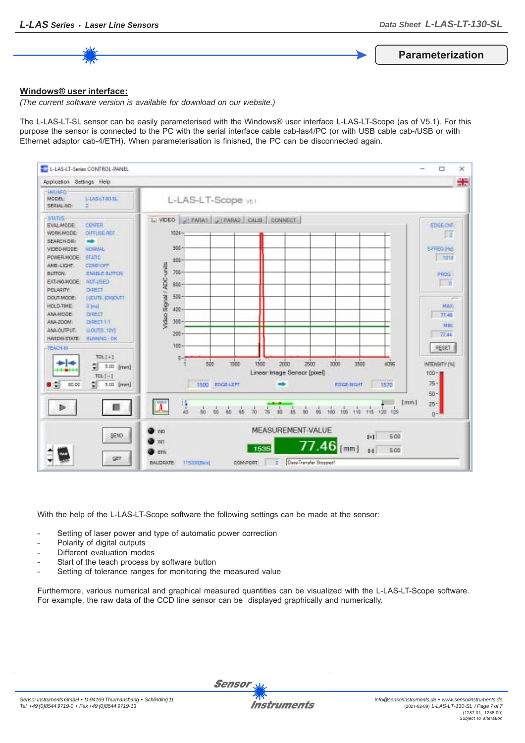## Parameterization

**Windows® user interface:**

*(The current software version is available for download on our website.)*

The L-LAS-LT-SL sensor can be easily parameterised with the Windows® user interface L-LAS-LT-Scope (as of V5.1). For this purpose the sensor is connected to the PC with the serial interface cable cab-las4/PC (or with USB cable cab-/USB or with Ethernet adaptor cab-4/ETH). When parameterisation is finished, the PC can be disconnected again.

With the help of the L-LAS-LT-Scope software the following settings can be made at the sensor:

- Setting of laser power and type of automatic power correction
- Polarity of digital outputs
- Different evaluation modes
- Start of the teach process by software button
- Setting of tolerance ranges for monitoring the measured value

Furthermore, various numerical and graphical measured quantities can be visualized with the L-LAS-LT-Scope software. For example, the raw data of the CCD line sensor can be displayed graphically and numerically.